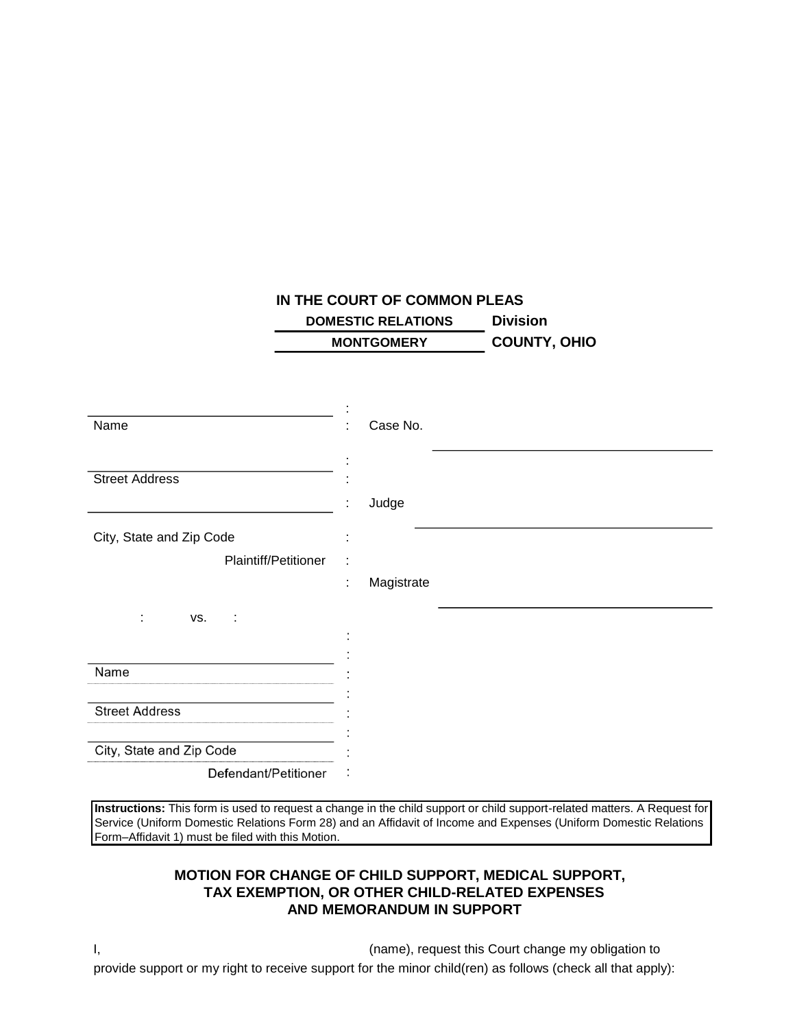**IN THE COURT OF COMMON PLEAS**

**DOMESTIC RELATIONS Division**

**MONTGOMERY COUNTY, OHIO**

| | | |
|---|---|---|
| ______________________________ | : | |
| Name | : | Case No. ______________________________ |
| ______________________________ | : | |
| Street Address | : | |
| ______________________________ | : | Judge ______________________________ |
| City, State and Zip Code | : | |
| Plaintiff/Petitioner | : | |
| | : | Magistrate ______________________________ |
| : vs. : | | |
| ______________________________ | : | |
| Name | : | |
| ______________________________ | : | |
| Street Address | : | |
| ______________________________ | : | |
| City, State and Zip Code | : | |
| Defendant/Petitioner | : | |

**Instructions:** This form is used to request a change in the child support or child support-related matters. A Request for Service (Uniform Domestic Relations Form 28) and an Affidavit of Income and Expenses (Uniform Domestic Relations Form–Affidavit 1) must be filed with this Motion.

### MOTION FOR CHANGE OF CHILD SUPPORT, MEDICAL SUPPORT, TAX EXEMPTION, OR OTHER CHILD-RELATED EXPENSES AND MEMORANDUM IN SUPPORT

I, ______________________________ (name), request this Court change my obligation to provide support or my right to receive support for the minor child(ren) as follows (check all that apply):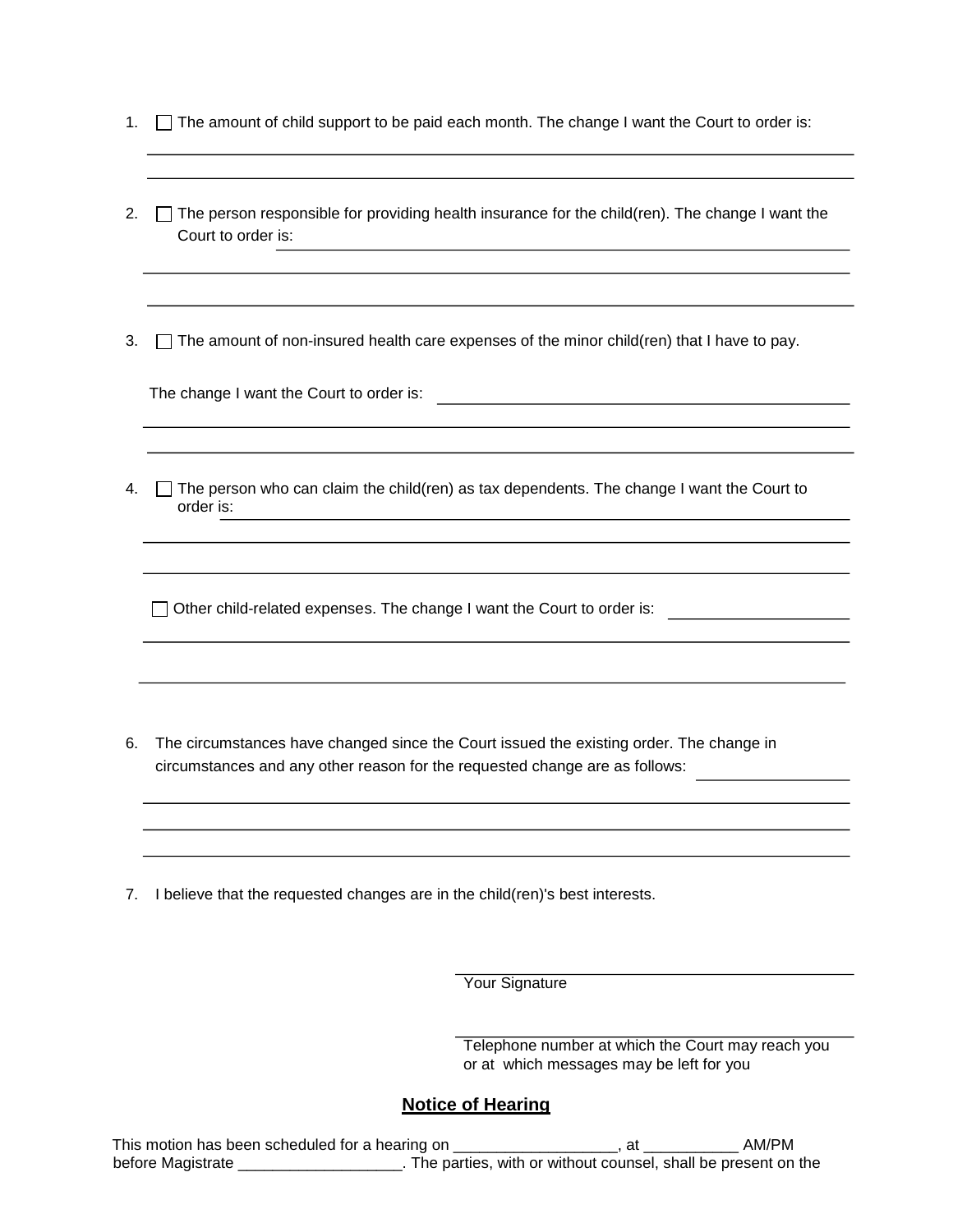1. ☐ The amount of child support to be paid each month. The change I want the Court to order is:

______________________________________________________________________________

______________________________________________________________________________

2. ☐ The person responsible for providing health insurance for the child(ren). The change I want the Court to order is: ______________________________________________________

______________________________________________________________________________

______________________________________________________________________________

3. ☐ The amount of non-insured health care expenses of the minor child(ren) that I have to pay.

The change I want the Court to order is: ________________________________________

______________________________________________________________________________

______________________________________________________________________________

4. ☐ The person who can claim the child(ren) as tax dependents. The change I want the Court to order is: ___________________________________________________________________

______________________________________________________________________________

______________________________________________________________________________

☐ Other child-related expenses. The change I want the Court to order is: ________________

______________________________________________________________________________

______________________________________________________________________________

6. The circumstances have changed since the Court issued the existing order. The change in circumstances and any other reason for the requested change are as follows: ______________

______________________________________________________________________________

______________________________________________________________________________

______________________________________________________________________________

7. I believe that the requested changes are in the child(ren)'s best interests.

______________________________________
Your Signature

______________________________________
Telephone number at which the Court may reach you or at which messages may be left for you

## **Notice of Hearing**

This motion has been scheduled for a hearing on ___________________, at ___________ AM/PM before Magistrate ___________________. The parties, with or without counsel, shall be present on the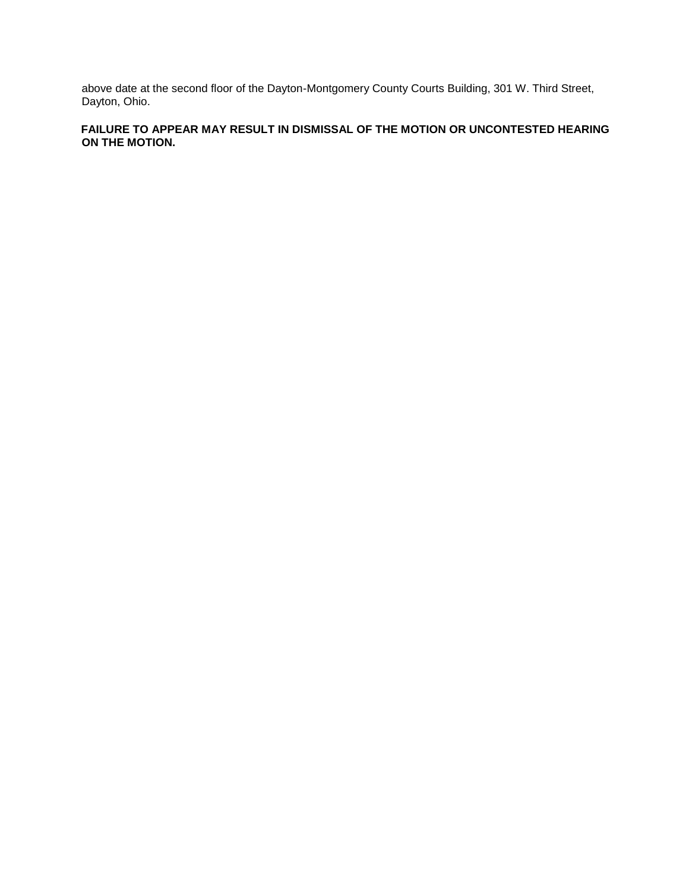above date at the second floor of the Dayton-Montgomery County Courts Building, 301 W. Third Street, Dayton, Ohio.

**FAILURE TO APPEAR MAY RESULT IN DISMISSAL OF THE MOTION OR UNCONTESTED HEARING ON THE MOTION.**